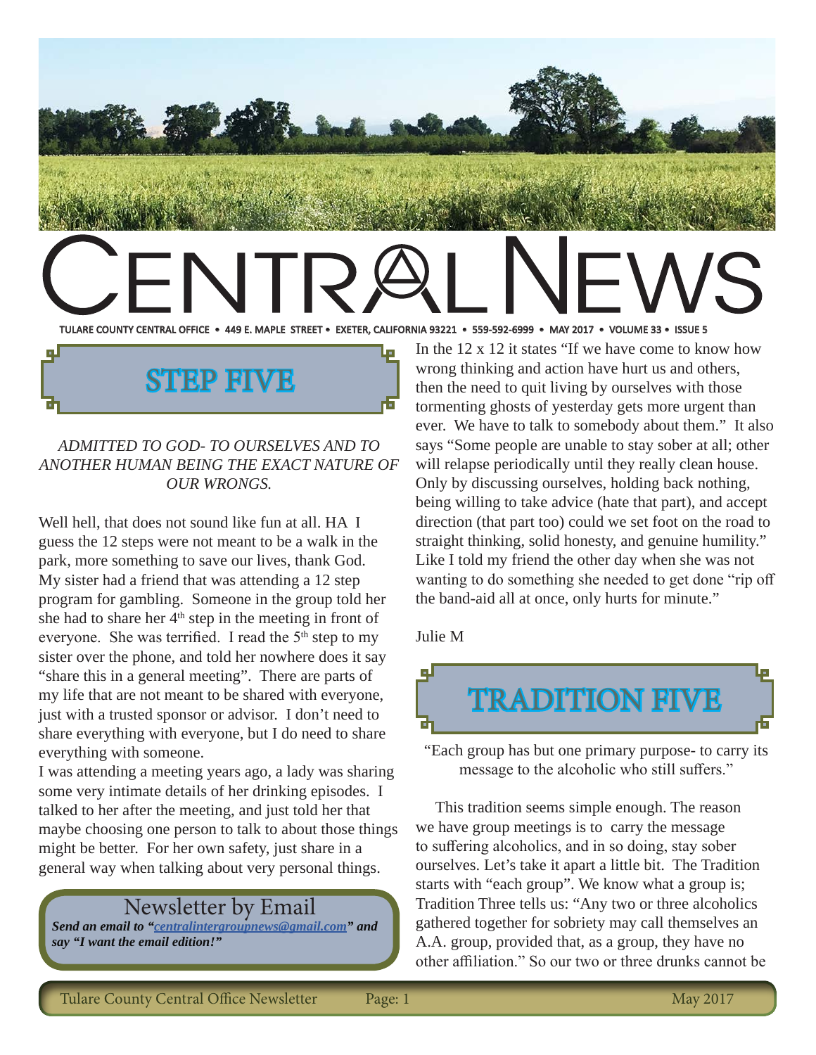# CENTRAL NEWS

TULARE COUNTY CENTRAL OFFICE • 449 E. MAPLE STREET • EXETER, CALIFORNIA 93221 • 559-592-6999 • MAY 2017 • VOLUME 33 • ISSUE 5

## STEP FIVE

*ADMITTED TO GOD- TO OURSELVES AND TO ANOTHER HUMAN BEING THE EXACT NATURE OF OUR WRONGS.*

Well hell, that does not sound like fun at all. HA I guess the 12 steps were not meant to be a walk in the park, more something to save our lives, thank God. My sister had a friend that was attending a 12 step program for gambling. Someone in the group told her she had to share her 4th step in the meeting in front of everyone. She was terrified. I read the 5th step to my sister over the phone, and told her nowhere does it say "share this in a general meeting". There are parts of my life that are not meant to be shared with everyone, just with a trusted sponsor or advisor. I don't need to share everything with everyone, but I do need to share everything with someone.

I was attending a meeting years ago, a lady was sharing some very intimate details of her drinking episodes. I talked to her after the meeting, and just told her that maybe choosing one person to talk to about those things might be better. For her own safety, just share in a general way when talking about very personal things.

In the 12 x 12 it states "If we have come to know how wrong thinking and action have hurt us and others, then the need to quit living by ourselves with those tormenting ghosts of yesterday gets more urgent than ever. We have to talk to somebody about them." It also says "Some people are unable to stay sober at all; other will relapse periodically until they really clean house. Only by discussing ourselves, holding back nothing, being willing to take advice (hate that part), and accept direction (that part too) could we set foot on the road to straight thinking, solid honesty, and genuine humility." Like I told my friend the other day when she was not wanting to do something she needed to get done "rip off the band-aid all at once, only hurts for minute."

Julie M

### Newsletter by Email

***Send an email to "centralintergroupnews@gmail.com" and say "I want the email edition!"***

## TRADITION FIVE

"Each group has but one primary purpose- to carry its message to the alcoholic who still suffers."

This tradition seems simple enough. The reason we have group meetings is to carry the message to suffering alcoholics, and in so doing, stay sober ourselves. Let's take it apart a little bit. The Tradition starts with "each group". We know what a group is; Tradition Three tells us: "Any two or three alcoholics gathered together for sobriety may call themselves an A.A. group, provided that, as a group, they have no other affiliation." So our two or three drunks cannot be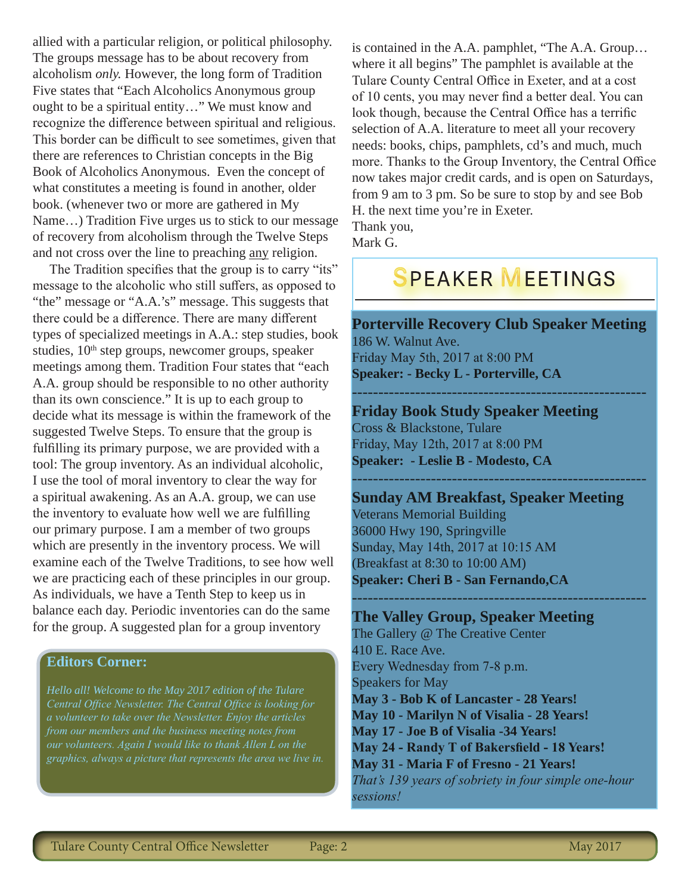allied with a particular religion, or political philosophy. The groups message has to be about recovery from alcoholism *only.* However, the long form of Tradition Five states that "Each Alcoholics Anonymous group ought to be a spiritual entity…" We must know and recognize the difference between spiritual and religious. This border can be difficult to see sometimes, given that there are references to Christian concepts in the Big Book of Alcoholics Anonymous. Even the concept of what constitutes a meeting is found in another, older book. (whenever two or more are gathered in My Name…) Tradition Five urges us to stick to our message of recovery from alcoholism through the Twelve Steps and not cross over the line to preaching any religion.

The Tradition specifies that the group is to carry "its" message to the alcoholic who still suffers, as opposed to "the" message or "A.A.'s" message. This suggests that there could be a difference. There are many different types of specialized meetings in A.A.: step studies, book studies, 10th step groups, newcomer groups, speaker meetings among them. Tradition Four states that "each A.A. group should be responsible to no other authority than its own conscience." It is up to each group to decide what its message is within the framework of the suggested Twelve Steps. To ensure that the group is fulfilling its primary purpose, we are provided with a tool: The group inventory. As an individual alcoholic, I use the tool of moral inventory to clear the way for a spiritual awakening. As an A.A. group, we can use the inventory to evaluate how well we are fulfilling our primary purpose. I am a member of two groups which are presently in the inventory process. We will examine each of the Twelve Traditions, to see how well we are practicing each of these principles in our group. As individuals, we have a Tenth Step to keep us in balance each day. Periodic inventories can do the same for the group. A suggested plan for a group inventory is contained in the A.A. pamphlet, "The A.A. Group… where it all begins" The pamphlet is available at the Tulare County Central Office in Exeter, and at a cost of 10 cents, you may never find a better deal. You can look though, because the Central Office has a terrific selection of A.A. literature to meet all your recovery needs: books, chips, pamphlets, cd's and much, much more. Thanks to the Group Inventory, the Central Office now takes major credit cards, and is open on Saturdays, from 9 am to 3 pm. So be sure to stop by and see Bob H. the next time you're in Exeter.

Thank you,
Mark G.

**Editors Corner:**

*Hello all! Welcome to the May 2017 edition of the Tulare Central Office Newsletter. The Central Office is looking for a volunteer to take over the Newsletter. Enjoy the articles from our members and the business meeting notes from our volunteers. Again I would like to thank Allen L on the graphics, always a picture that represents the area we live in.*

## Speaker Meetings

**Porterville Recovery Club Speaker Meeting**
186 W. Walnut Ave.
Friday May 5th, 2017 at 8:00 PM
**Speaker: - Becky L - Porterville, CA**

---

**Friday Book Study Speaker Meeting**
Cross & Blackstone, Tulare
Friday, May 12th, 2017 at 8:00 PM
**Speaker: - Leslie B - Modesto, CA**

---

**Sunday AM Breakfast, Speaker Meeting**
Veterans Memorial Building
36000 Hwy 190, Springville
Sunday, May 14th, 2017 at 10:15 AM
(Breakfast at 8:30 to 10:00 AM)
**Speaker: Cheri B - San Fernando,CA**

---

**The Valley Group, Speaker Meeting**
The Gallery @ The Creative Center
410 E. Race Ave.
Every Wednesday from 7-8 p.m.
Speakers for May
**May 3 - Bob K of Lancaster - 28 Years!**
**May 10 - Marilyn N of Visalia - 28 Years!**
**May 17 - Joe B of Visalia -34 Years!**
**May 24 - Randy T of Bakersfield - 18 Years!**
**May 31 - Maria F of Fresno - 21 Years!**
*That's 139 years of sobriety in four simple one-hour sessions!*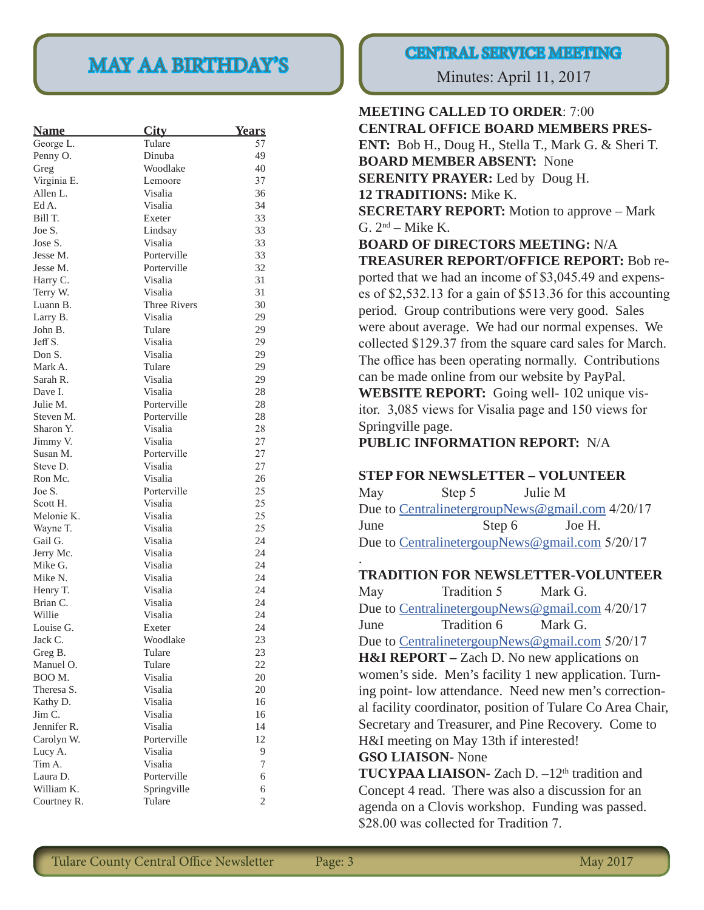# MAY AA BIRTHDAY'S

| Name | City | Years |
|---|---|---|
| George L. | Tulare | 57 |
| Penny O. | Dinuba | 49 |
| Greg | Woodlake | 40 |
| Virginia E. | Lemoore | 37 |
| Allen L. | Visalia | 36 |
| Ed A. | Visalia | 34 |
| Bill T. | Exeter | 33 |
| Joe S. | Lindsay | 33 |
| Jose S. | Visalia | 33 |
| Jesse M. | Porterville | 33 |
| Jesse M. | Porterville | 32 |
| Harry C. | Visalia | 31 |
| Terry W. | Visalia | 31 |
| Luann B. | Three Rivers | 30 |
| Larry B. | Visalia | 29 |
| John B. | Tulare | 29 |
| Jeff S. | Visalia | 29 |
| Don S. | Visalia | 29 |
| Mark A. | Tulare | 29 |
| Sarah R. | Visalia | 29 |
| Dave I. | Visalia | 28 |
| Julie M. | Porterville | 28 |
| Steven M. | Porterville | 28 |
| Sharon Y. | Visalia | 28 |
| Jimmy V. | Visalia | 27 |
| Susan M. | Porterville | 27 |
| Steve D. | Visalia | 27 |
| Ron Mc. | Visalia | 26 |
| Joe S. | Porterville | 25 |
| Scott H. | Visalia | 25 |
| Melonie K. | Visalia | 25 |
| Wayne T. | Visalia | 25 |
| Gail G. | Visalia | 24 |
| Jerry Mc. | Visalia | 24 |
| Mike G. | Visalia | 24 |
| Mike N. | Visalia | 24 |
| Henry T. | Visalia | 24 |
| Brian C. | Visalia | 24 |
| Willie | Visalia | 24 |
| Louise G. | Exeter | 24 |
| Jack C. | Woodlake | 23 |
| Greg B. | Tulare | 23 |
| Manuel O. | Tulare | 22 |
| BOO M. | Visalia | 20 |
| Theresa S. | Visalia | 20 |
| Kathy D. | Visalia | 16 |
| Jim C. | Visalia | 16 |
| Jennifer R. | Visalia | 14 |
| Carolyn W. | Porterville | 12 |
| Lucy A. | Visalia | 9 |
| Tim A. | Visalia | 7 |
| Laura D. | Porterville | 6 |
| William K. | Springville | 6 |
| Courtney R. | Tulare | 2 |

# CENTRAL SERVICE MEETING

Minutes: April 11, 2017

**MEETING CALLED TO ORDER**: 7:00
**CENTRAL OFFICE BOARD MEMBERS PRESENT:** Bob H., Doug H., Stella T., Mark G. & Sheri T.
**BOARD MEMBER ABSENT:** None
**SERENITY PRAYER:** Led by Doug H.
**12 TRADITIONS:** Mike K.
**SECRETARY REPORT:** Motion to approve – Mark G. 2nd – Mike K.
**BOARD OF DIRECTORS MEETING:** N/A
**TREASURER REPORT/OFFICE REPORT:** Bob reported that we had an income of $3,045.49 and expenses of $2,532.13 for a gain of $513.36 for this accounting period. Group contributions were very good. Sales were about average. We had our normal expenses. We collected $129.37 from the square card sales for March. The office has been operating normally. Contributions can be made online from our website by PayPal.
**WEBSITE REPORT:** Going well- 102 unique visitor. 3,085 views for Visalia page and 150 views for Springville page.
**PUBLIC INFORMATION REPORT:** N/A

**STEP FOR NEWSLETTER – VOLUNTEER**

May Step 5 Julie M
Due to CentralinetergroupNews@gmail.com 4/20/17
June Step 6 Joe H.
Due to CentralinetergoupNews@gmail.com 5/20/17

**TRADITION FOR NEWSLETTER-VOLUNTEER**

May Tradition 5 Mark G.
Due to CentralinetergoupNews@gmail.com 4/20/17
June Tradition 6 Mark G.
Due to CentralinetergoupNews@gmail.com 5/20/17

**H&I REPORT –** Zach D. No new applications on women's side. Men's facility 1 new application. Turning point- low attendance. Need new men's correctional facility coordinator, position of Tulare Co Area Chair, Secretary and Treasurer, and Pine Recovery. Come to H&I meeting on May 13th if interested!
**GSO LIAISON-** None
**TUCYPAA LIAISON-** Zach D. –12th tradition and Concept 4 read. There was also a discussion for an agenda on a Clovis workshop. Funding was passed. $28.00 was collected for Tradition 7.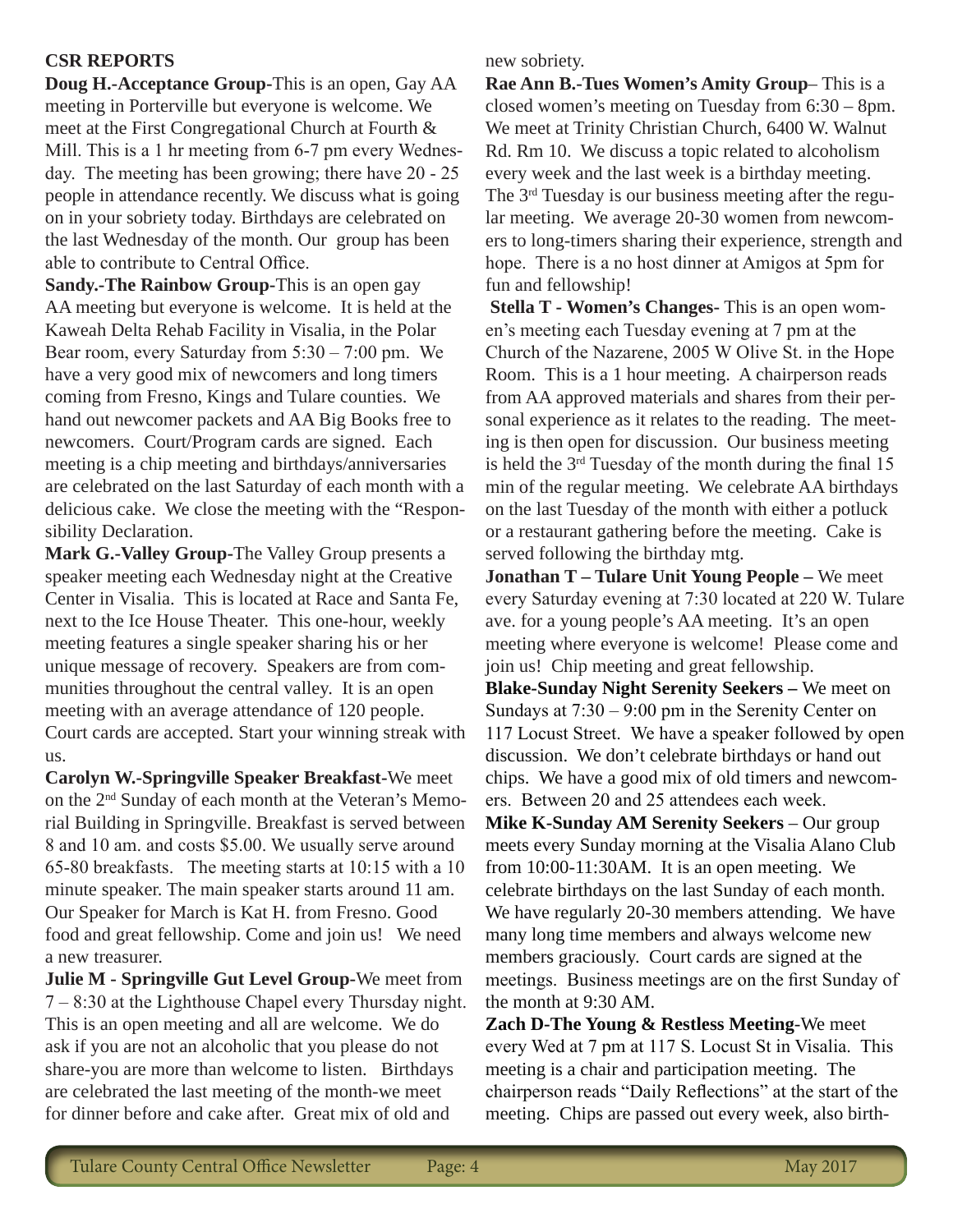**CSR REPORTS**

**Doug H.-Acceptance Group-**This is an open, Gay AA meeting in Porterville but everyone is welcome. We meet at the First Congregational Church at Fourth & Mill. This is a 1 hr meeting from 6-7 pm every Wednesday. The meeting has been growing; there have 20 - 25 people in attendance recently. We discuss what is going on in your sobriety today. Birthdays are celebrated on the last Wednesday of the month. Our group has been able to contribute to Central Office.

**Sandy.-The Rainbow Group-**This is an open gay AA meeting but everyone is welcome. It is held at the Kaweah Delta Rehab Facility in Visalia, in the Polar Bear room, every Saturday from 5:30 – 7:00 pm. We have a very good mix of newcomers and long timers coming from Fresno, Kings and Tulare counties. We hand out newcomer packets and AA Big Books free to newcomers. Court/Program cards are signed. Each meeting is a chip meeting and birthdays/anniversaries are celebrated on the last Saturday of each month with a delicious cake. We close the meeting with the "Responsibility Declaration.

**Mark G.-Valley Group-**The Valley Group presents a speaker meeting each Wednesday night at the Creative Center in Visalia. This is located at Race and Santa Fe, next to the Ice House Theater. This one-hour, weekly meeting features a single speaker sharing his or her unique message of recovery. Speakers are from communities throughout the central valley. It is an open meeting with an average attendance of 120 people. Court cards are accepted. Start your winning streak with us.

**Carolyn W.-Springville Speaker Breakfast-**We meet on the 2nd Sunday of each month at the Veteran's Memorial Building in Springville. Breakfast is served between 8 and 10 am. and costs $5.00. We usually serve around 65-80 breakfasts. The meeting starts at 10:15 with a 10 minute speaker. The main speaker starts around 11 am. Our Speaker for March is Kat H. from Fresno. Good food and great fellowship. Come and join us! We need a new treasurer.

**Julie M - Springville Gut Level Group-**We meet from 7 – 8:30 at the Lighthouse Chapel every Thursday night. This is an open meeting and all are welcome. We do ask if you are not an alcoholic that you please do not share-you are more than welcome to listen. Birthdays are celebrated the last meeting of the month-we meet for dinner before and cake after. Great mix of old and new sobriety.

**Rae Ann B.-Tues Women's Amity Group**– This is a closed women's meeting on Tuesday from 6:30 – 8pm. We meet at Trinity Christian Church, 6400 W. Walnut Rd. Rm 10. We discuss a topic related to alcoholism every week and the last week is a birthday meeting. The 3rd Tuesday is our business meeting after the regular meeting. We average 20-30 women from newcomers to long-timers sharing their experience, strength and hope. There is a no host dinner at Amigos at 5pm for fun and fellowship!

**Stella T - Women's Changes-** This is an open women's meeting each Tuesday evening at 7 pm at the Church of the Nazarene, 2005 W Olive St. in the Hope Room. This is a 1 hour meeting. A chairperson reads from AA approved materials and shares from their personal experience as it relates to the reading. The meeting is then open for discussion. Our business meeting is held the 3rd Tuesday of the month during the final 15 min of the regular meeting. We celebrate AA birthdays on the last Tuesday of the month with either a potluck or a restaurant gathering before the meeting. Cake is served following the birthday mtg.

**Jonathan T – Tulare Unit Young People –** We meet every Saturday evening at 7:30 located at 220 W. Tulare ave. for a young people's AA meeting. It's an open meeting where everyone is welcome! Please come and join us! Chip meeting and great fellowship.

**Blake-Sunday Night Serenity Seekers –** We meet on Sundays at 7:30 – 9:00 pm in the Serenity Center on 117 Locust Street. We have a speaker followed by open discussion. We don't celebrate birthdays or hand out chips. We have a good mix of old timers and newcomers. Between 20 and 25 attendees each week.

**Mike K-Sunday AM Serenity Seekers** – Our group meets every Sunday morning at the Visalia Alano Club from 10:00-11:30AM. It is an open meeting. We celebrate birthdays on the last Sunday of each month. We have regularly 20-30 members attending. We have many long time members and always welcome new members graciously. Court cards are signed at the meetings. Business meetings are on the first Sunday of the month at 9:30 AM.

**Zach D-The Young & Restless Meeting-**We meet every Wed at 7 pm at 117 S. Locust St in Visalia. This meeting is a chair and participation meeting. The chairperson reads "Daily Reflections" at the start of the meeting. Chips are passed out every week, also birth-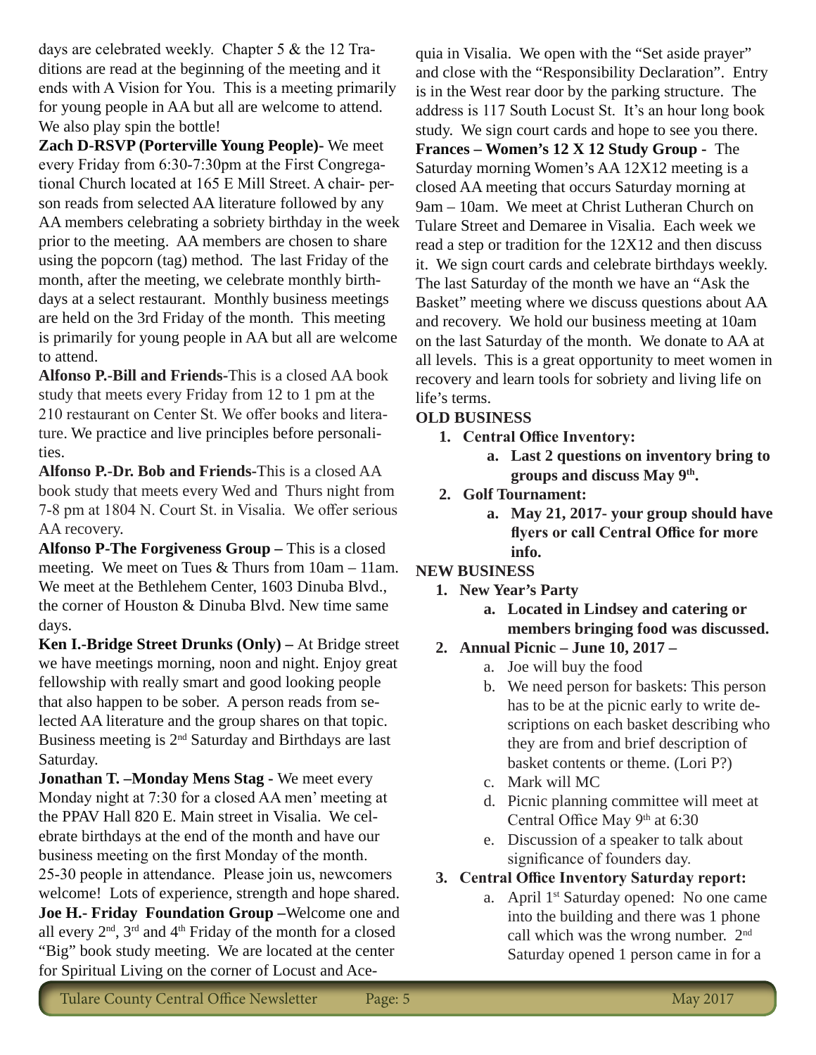days are celebrated weekly. Chapter 5 & the 12 Traditions are read at the beginning of the meeting and it ends with A Vision for You. This is a meeting primarily for young people in AA but all are welcome to attend. We also play spin the bottle!

**Zach D-RSVP (Porterville Young People)-** We meet every Friday from 6:30-7:30pm at the First Congregational Church located at 165 E Mill Street. A chair- person reads from selected AA literature followed by any AA members celebrating a sobriety birthday in the week prior to the meeting. AA members are chosen to share using the popcorn (tag) method. The last Friday of the month, after the meeting, we celebrate monthly birthdays at a select restaurant. Monthly business meetings are held on the 3rd Friday of the month. This meeting is primarily for young people in AA but all are welcome to attend.

**Alfonso P.-Bill and Friends-**This is a closed AA book study that meets every Friday from 12 to 1 pm at the 210 restaurant on Center St. We offer books and literature. We practice and live principles before personalities.

**Alfonso P.-Dr. Bob and Friends-**This is a closed AA book study that meets every Wed and Thurs night from 7-8 pm at 1804 N. Court St. in Visalia. We offer serious AA recovery.

**Alfonso P-The Forgiveness Group –** This is a closed meeting. We meet on Tues & Thurs from 10am – 11am. We meet at the Bethlehem Center, 1603 Dinuba Blvd., the corner of Houston & Dinuba Blvd. New time same days.

**Ken I.-Bridge Street Drunks (Only) –** At Bridge street we have meetings morning, noon and night. Enjoy great fellowship with really smart and good looking people that also happen to be sober. A person reads from selected AA literature and the group shares on that topic. Business meeting is 2nd Saturday and Birthdays are last Saturday.

**Jonathan T. –Monday Mens Stag -** We meet every Monday night at 7:30 for a closed AA men' meeting at the PPAV Hall 820 E. Main street in Visalia. We celebrate birthdays at the end of the month and have our business meeting on the first Monday of the month. 25-30 people in attendance. Please join us, newcomers welcome! Lots of experience, strength and hope shared.

**Joe H.- Friday Foundation Group –**Welcome one and all every 2nd, 3rd and 4th Friday of the month for a closed "Big" book study meeting. We are located at the center for Spiritual Living on the corner of Locust and Acequia in Visalia. We open with the "Set aside prayer" and close with the "Responsibility Declaration". Entry is in the West rear door by the parking structure. The address is 117 South Locust St. It's an hour long book study. We sign court cards and hope to see you there.

**Frances – Women's 12 X 12 Study Group -** The Saturday morning Women's AA 12X12 meeting is a closed AA meeting that occurs Saturday morning at 9am – 10am. We meet at Christ Lutheran Church on Tulare Street and Demaree in Visalia. Each week we read a step or tradition for the 12X12 and then discuss it. We sign court cards and celebrate birthdays weekly. The last Saturday of the month we have an "Ask the Basket" meeting where we discuss questions about AA and recovery. We hold our business meeting at 10am on the last Saturday of the month. We donate to AA at all levels. This is a great opportunity to meet women in recovery and learn tools for sobriety and living life on life's terms.

**OLD BUSINESS**

1. **Central Office Inventory:**
    a. **Last 2 questions on inventory bring to groups and discuss May 9th.**
2. **Golf Tournament:**
    a. **May 21, 2017- your group should have flyers or call Central Office for more info.**

**NEW BUSINESS**

1. **New Year's Party**
    a. **Located in Lindsey and catering or members bringing food was discussed.**
2. **Annual Picnic – June 10, 2017 –**
    a. Joe will buy the food
    b. We need person for baskets: This person has to be at the picnic early to write descriptions on each basket describing who they are from and brief description of basket contents or theme. (Lori P?)
    c. Mark will MC
    d. Picnic planning committee will meet at Central Office May 9th at 6:30
    e. Discussion of a speaker to talk about significance of founders day.
3. **Central Office Inventory Saturday report:**
    a. April 1st Saturday opened: No one came into the building and there was 1 phone call which was the wrong number. 2nd Saturday opened 1 person came in for a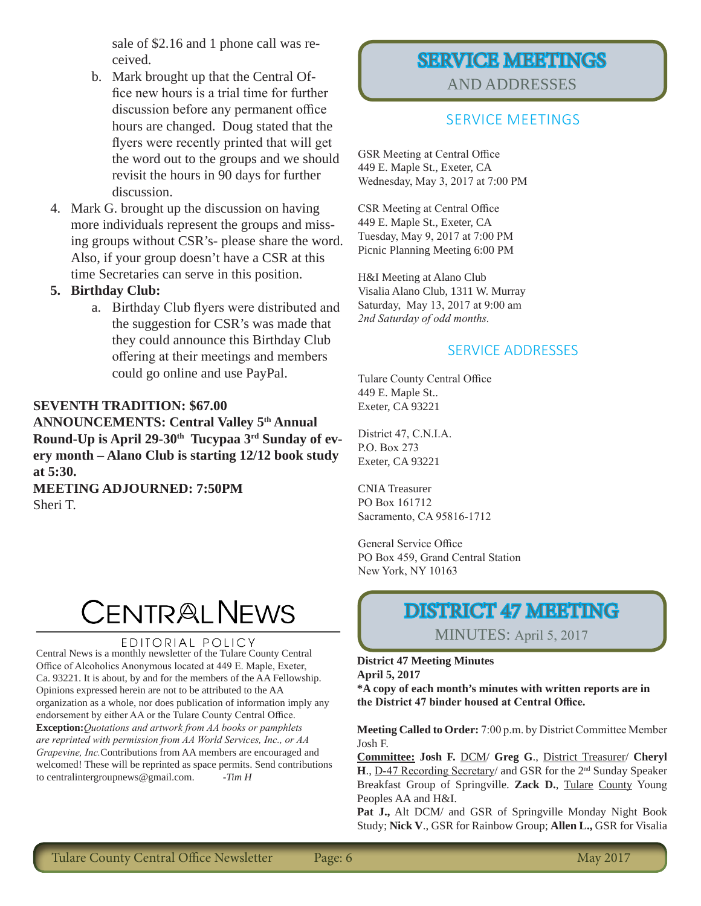sale of $2.16 and 1 phone call was received.

   b. Mark brought up that the Central Office new hours is a trial time for further discussion before any permanent office hours are changed. Doug stated that the flyers were recently printed that will get the word out to the groups and we should revisit the hours in 90 days for further discussion.

4. Mark G. brought up the discussion on having more individuals represent the groups and missing groups without CSR's- please share the word. Also, if your group doesn't have a CSR at this time Secretaries can serve in this position.
5. **Birthday Club:**
   a. Birthday Club flyers were distributed and the suggestion for CSR's was made that they could announce this Birthday Club offering at their meetings and members could go online and use PayPal.

**SEVENTH TRADITION: $67.00**
**ANNOUNCEMENTS: Central Valley 5th Annual Round-Up is April 29-30th Tucypaa 3rd Sunday of every month – Alano Club is starting 12/12 book study at 5:30.**
**MEETING ADJOURNED: 7:50PM**
Sheri T.

# CENTRAL NEWS

EDITORIAL POLICY

Central News is a monthly newsletter of the Tulare County Central Office of Alcoholics Anonymous located at 449 E. Maple, Exeter, Ca. 93221. It is about, by and for the members of the AA Fellowship. Opinions expressed herein are not to be attributed to the AA organization as a whole, nor does publication of information imply any endorsement by either AA or the Tulare County Central Office. **Exception:** *Quotations and artwork from AA books or pamphlets are reprinted with permission from AA World Services, Inc., or AA Grapevine, Inc.* Contributions from AA members are encouraged and welcomed! These will be reprinted as space permits. Send contributions to centralintergroupnews@gmail.com. *-Tim H*

# SERVICE MEETINGS

AND ADDRESSES

## SERVICE MEETINGS

GSR Meeting at Central Office
449 E. Maple St., Exeter, CA
Wednesday, May 3, 2017 at 7:00 PM

CSR Meeting at Central Office
449 E. Maple St., Exeter, CA
Tuesday, May 9, 2017 at 7:00 PM
Picnic Planning Meeting 6:00 PM

H&I Meeting at Alano Club
Visalia Alano Club, 1311 W. Murray
Saturday, May 13, 2017 at 9:00 am
*2nd Saturday of odd months.*

## SERVICE ADDRESSES

Tulare County Central Office
449 E. Maple St..
Exeter, CA 93221

District 47, C.N.I.A.
P.O. Box 273
Exeter, CA 93221

CNIA Treasurer
PO Box 161712
Sacramento, CA 95816-1712

General Service Office
PO Box 459, Grand Central Station
New York, NY 10163

# DISTRICT 47 MEETING

MINUTES: April 5, 2017

**District 47 Meeting Minutes**
**April 5, 2017**
**\*A copy of each month's minutes with written reports are in the District 47 binder housed at Central Office.**

**Meeting Called to Order:** 7:00 p.m. by District Committee Member Josh F.

**Committee:** **Josh F.** DCM/ **Greg G**., District Treasurer/ **Cheryl H**., D-47 Recording Secretary/ and GSR for the 2nd Sunday Speaker Breakfast Group of Springville. **Zack D.**, Tulare County Young Peoples AA and H&I.

**Pat J.,** Alt DCM/ and GSR of Springville Monday Night Book Study; **Nick V**., GSR for Rainbow Group; **Allen L.,** GSR for Visalia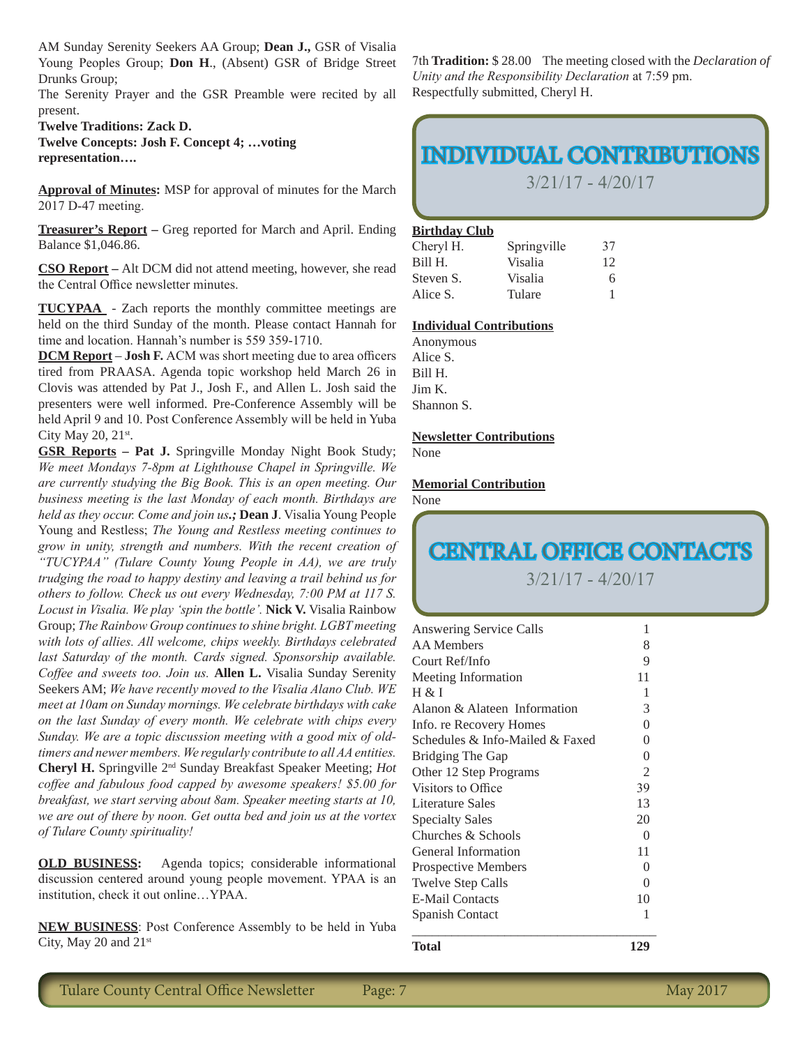AM Sunday Serenity Seekers AA Group; **Dean J.,** GSR of Visalia Young Peoples Group; **Don H**., (Absent) GSR of Bridge Street Drunks Group;

The Serenity Prayer and the GSR Preamble were recited by all present.

**Twelve Traditions: Zack D.**

**Twelve Concepts: Josh F. Concept 4; …voting representation….**

**Approval of Minutes:** MSP for approval of minutes for the March 2017 D-47 meeting.

**Treasurer's Report –** Greg reported for March and April. Ending Balance $1,046.86.

**CSO Report –** Alt DCM did not attend meeting, however, she read the Central Office newsletter minutes.

**TUCYPAA** - Zach reports the monthly committee meetings are held on the third Sunday of the month. Please contact Hannah for time and location. Hannah's number is 559 359-1710.

**DCM Report** – **Josh F.** ACM was short meeting due to area officers tired from PRAASA. Agenda topic workshop held March 26 in Clovis was attended by Pat J., Josh F., and Allen L. Josh said the presenters were well informed. Pre-Conference Assembly will be held April 9 and 10. Post Conference Assembly will be held in Yuba City May 20, 21st.

**GSR Reports – Pat J.** Springville Monday Night Book Study; *We meet Mondays 7-8pm at Lighthouse Chapel in Springville. We are currently studying the Big Book. This is an open meeting. Our business meeting is the last Monday of each month. Birthdays are held as they occur. Come and join us.;* **Dean J**. Visalia Young People Young and Restless; *The Young and Restless meeting continues to grow in unity, strength and numbers. With the recent creation of "TUCYPAA" (Tulare County Young People in AA), we are truly trudging the road to happy destiny and leaving a trail behind us for others to follow. Check us out every Wednesday, 7:00 PM at 117 S. Locust in Visalia. We play 'spin the bottle'.* **Nick V.** Visalia Rainbow Group; *The Rainbow Group continues to shine bright. LGBT meeting with lots of allies. All welcome, chips weekly. Birthdays celebrated last Saturday of the month. Cards signed. Sponsorship available. Coffee and sweets too. Join us.* **Allen L.** Visalia Sunday Serenity Seekers AM; *We have recently moved to the Visalia Alano Club. WE meet at 10am on Sunday mornings. We celebrate birthdays with cake on the last Sunday of every month. We celebrate with chips every Sunday. We are a topic discussion meeting with a good mix of old-timers and newer members. We regularly contribute to all AA entities.* **Cheryl H.** Springville 2nd Sunday Breakfast Speaker Meeting; *Hot coffee and fabulous food capped by awesome speakers! $5.00 for breakfast, we start serving about 8am. Speaker meeting starts at 10, we are out of there by noon. Get outta bed and join us at the vortex of Tulare County spirituality!*

**OLD BUSINESS:** Agenda topics; considerable informational discussion centered around young people movement. YPAA is an institution, check it out online…YPAA.

**NEW BUSINESS**: Post Conference Assembly to be held in Yuba City, May 20 and 21st

7th **Tradition:** $ 28.00 The meeting closed with the *Declaration of Unity and the Responsibility Declaration* at 7:59 pm.
Respectfully submitted, Cheryl H.

# INDIVIDUAL CONTRIBUTIONS

3/21/17 - 4/20/17

**Birthday Club**

| | | |
|---|---|---|
| Cheryl H. | Springville | 37 |
| Bill H. | Visalia | 12 |
| Steven S. | Visalia | 6 |
| Alice S. | Tulare | 1 |

**Individual Contributions**

Anonymous
Alice S.
Bill H.
Jim K.
Shannon S.

**Newsletter Contributions**

None

**Memorial Contribution**

None

# CENTRAL OFFICE CONTACTS

3/21/17 - 4/20/17

| | |
|---|---|
| Answering Service Calls | 1 |
| AA Members | 8 |
| Court Ref/Info | 9 |
| Meeting Information | 11 |
| H & I | 1 |
| Alanon & Alateen Information | 3 |
| Info. re Recovery Homes | 0 |
| Schedules & Info-Mailed & Faxed | 0 |
| Bridging The Gap | 0 |
| Other 12 Step Programs | 2 |
| Visitors to Office | 39 |
| Literature Sales | 13 |
| Specialty Sales | 20 |
| Churches & Schools | 0 |
| General Information | 11 |
| Prospective Members | 0 |
| Twelve Step Calls | 0 |
| E-Mail Contacts | 10 |
| Spanish Contact | 1 |
| **Total** | **129** |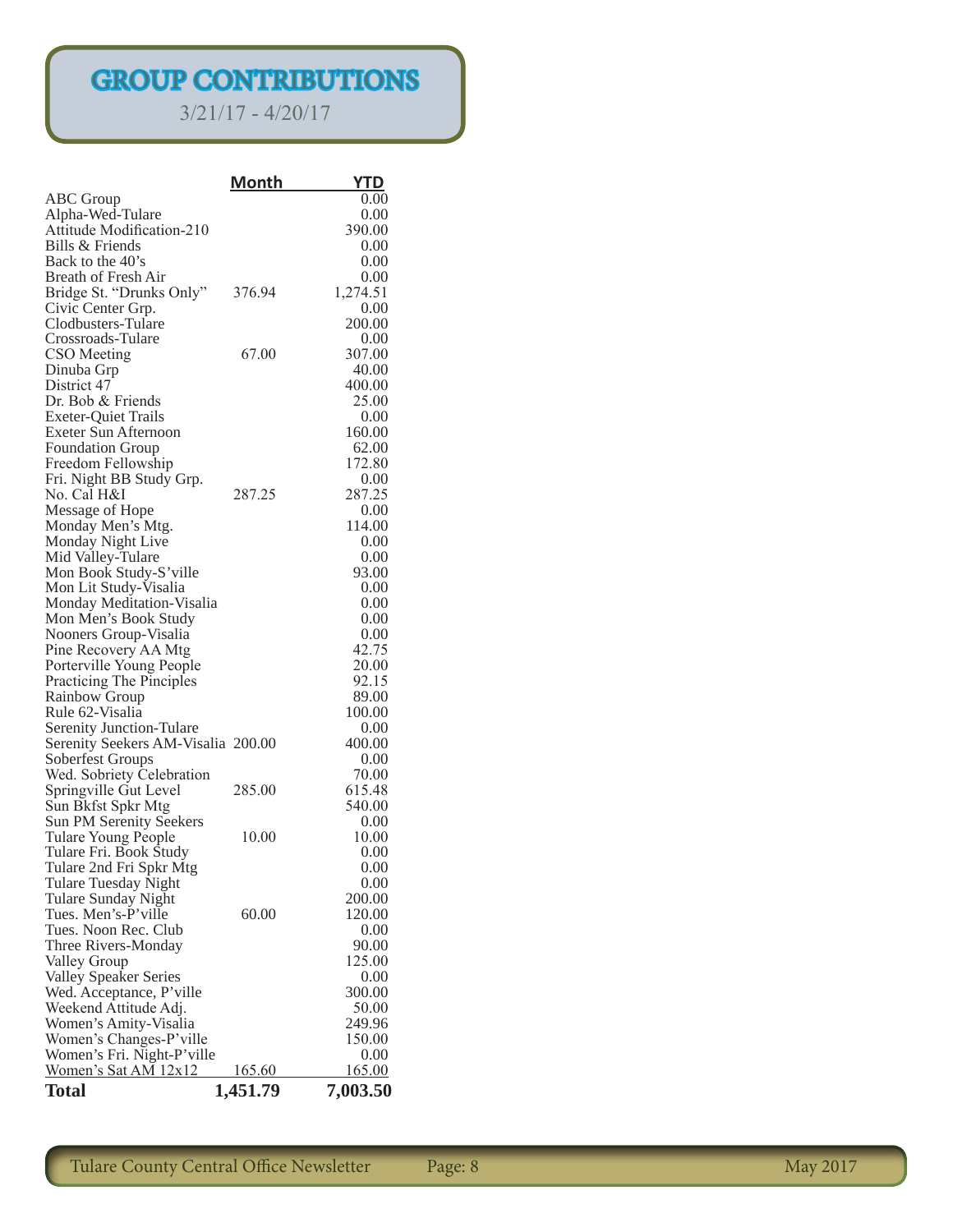# GROUP CONTRIBUTIONS

3/21/17 - 4/20/17

| | Month | YTD |
|---|---|---|
| ABC Group | | 0.00 |
| Alpha-Wed-Tulare | | 0.00 |
| Attitude Modification-210 | | 390.00 |
| Bills & Friends | | 0.00 |
| Back to the 40's | | 0.00 |
| Breath of Fresh Air | | 0.00 |
| Bridge St. "Drunks Only" | 376.94 | 1,274.51 |
| Civic Center Grp. | | 0.00 |
| Clodbusters-Tulare | | 200.00 |
| Crossroads-Tulare | | 0.00 |
| CSO Meeting | 67.00 | 307.00 |
| Dinuba Grp | | 40.00 |
| District 47 | | 400.00 |
| Dr. Bob & Friends | | 25.00 |
| Exeter-Quiet Trails | | 0.00 |
| Exeter Sun Afternoon | | 160.00 |
| Foundation Group | | 62.00 |
| Freedom Fellowship | | 172.80 |
| Fri. Night BB Study Grp. | | 0.00 |
| No. Cal H&I | 287.25 | 287.25 |
| Message of Hope | | 0.00 |
| Monday Men's Mtg. | | 114.00 |
| Monday Night Live | | 0.00 |
| Mid Valley-Tulare | | 0.00 |
| Mon Book Study-S'ville | | 93.00 |
| Mon Lit Study-Visalia | | 0.00 |
| Monday Meditation-Visalia | | 0.00 |
| Mon Men's Book Study | | 0.00 |
| Nooners Group-Visalia | | 0.00 |
| Pine Recovery AA Mtg | | 42.75 |
| Porterville Young People | | 20.00 |
| Practicing The Pinciples | | 92.15 |
| Rainbow Group | | 89.00 |
| Rule 62-Visalia | | 100.00 |
| Serenity Junction-Tulare | | 0.00 |
| Serenity Seekers AM-Visalia | 200.00 | 400.00 |
| Soberfest Groups | | 0.00 |
| Wed. Sobriety Celebration | | 70.00 |
| Springville Gut Level | 285.00 | 615.48 |
| Sun Bkfst Spkr Mtg | | 540.00 |
| Sun PM Serenity Seekers | | 0.00 |
| Tulare Young People | 10.00 | 10.00 |
| Tulare Fri. Book Study | | 0.00 |
| Tulare 2nd Fri Spkr Mtg | | 0.00 |
| Tulare Tuesday Night | | 0.00 |
| Tulare Sunday Night | | 200.00 |
| Tues. Men's-P'ville | 60.00 | 120.00 |
| Tues. Noon Rec. Club | | 0.00 |
| Three Rivers-Monday | | 90.00 |
| Valley Group | | 125.00 |
| Valley Speaker Series | | 0.00 |
| Wed. Acceptance, P'ville | | 300.00 |
| Weekend Attitude Adj. | | 50.00 |
| Women's Amity-Visalia | | 249.96 |
| Women's Changes-P'ville | | 150.00 |
| Women's Fri. Night-P'ville | | 0.00 |
| Women's Sat AM 12x12 | 165.60 | 165.00 |
| **Total** | **1,451.79** | **7,003.50** |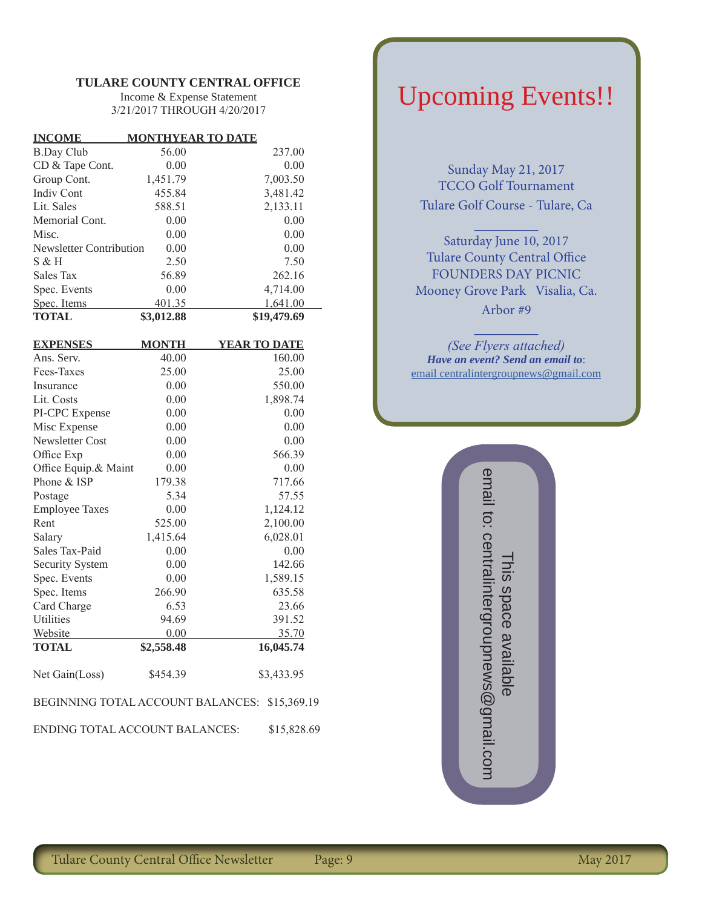**TULARE COUNTY CENTRAL OFFICE**

Income & Expense Statement
3/21/2017 THROUGH 4/20/2017

| INCOME | MONTH | YEAR TO DATE |
|---|---|---|
| B.Day Club | 56.00 | 237.00 |
| CD & Tape Cont. | 0.00 | 0.00 |
| Group Cont. | 1,451.79 | 7,003.50 |
| Indiv Cont | 455.84 | 3,481.42 |
| Lit. Sales | 588.51 | 2,133.11 |
| Memorial Cont. | 0.00 | 0.00 |
| Misc. | 0.00 | 0.00 |
| Newsletter Contribution | 0.00 | 0.00 |
| S & H | 2.50 | 7.50 |
| Sales Tax | 56.89 | 262.16 |
| Spec. Events | 0.00 | 4,714.00 |
| Spec. Items | 401.35 | 1,641.00 |
| **TOTAL** | **$3,012.88** | **$19,479.69** |

| EXPENSES | MONTH | YEAR TO DATE |
|---|---|---|
| Ans. Serv. | 40.00 | 160.00 |
| Fees-Taxes | 25.00 | 25.00 |
| Insurance | 0.00 | 550.00 |
| Lit. Costs | 0.00 | 1,898.74 |
| PI-CPC Expense | 0.00 | 0.00 |
| Misc Expense | 0.00 | 0.00 |
| Newsletter Cost | 0.00 | 0.00 |
| Office Exp | 0.00 | 566.39 |
| Office Equip.& Maint | 0.00 | 0.00 |
| Phone & ISP | 179.38 | 717.66 |
| Postage | 5.34 | 57.55 |
| Employee Taxes | 0.00 | 1,124.12 |
| Rent | 525.00 | 2,100.00 |
| Salary | 1,415.64 | 6,028.01 |
| Sales Tax-Paid | 0.00 | 0.00 |
| Security System | 0.00 | 142.66 |
| Spec. Events | 0.00 | 1,589.15 |
| Spec. Items | 266.90 | 635.58 |
| Card Charge | 6.53 | 23.66 |
| Utilities | 94.69 | 391.52 |
| Website | 0.00 | 35.70 |
| **TOTAL** | **$2,558.48** | **16,045.74** |
| Net Gain(Loss) | $454.39 | $3,433.95 |

BEGINNING TOTAL ACCOUNT BALANCES: $15,369.19

ENDING TOTAL ACCOUNT BALANCES: $15,828.69

# Upcoming Events!!

Sunday May 21, 2017
TCCO Golf Tournament
Tulare Golf Course - Tulare, Ca

Saturday June 10, 2017
Tulare County Central Office
FOUNDERS DAY PICNIC
Mooney Grove Park Visalia, Ca.
Arbor #9

*(See Flyers attached)*

***Have an event? Send an email to***:
email centralintergroupnews@gmail.com

This space available
email to: centralintergroupnews@gmail.com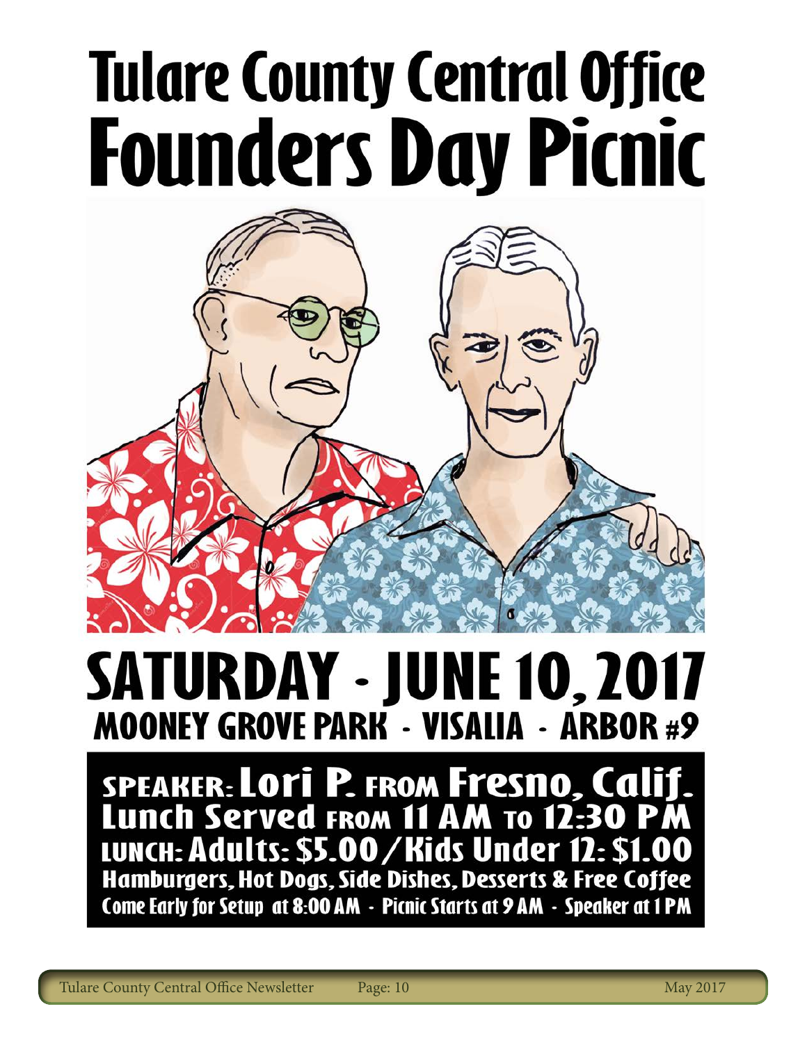# Tulare County Central Office
# Founders Day Picnic

## SATURDAY - JUNE 10, 2017

### MOONEY GROVE PARK - VISALIA - ARBOR #9

**SPEAKER: Lori P. FROM Fresno, Calif.**

**Lunch Served FROM 11 AM TO 12:30 PM**

**LUNCH: Adults: $5.00/Kids Under 12: $1.00**

**Hamburgers, Hot Dogs, Side Dishes, Desserts & Free Coffee**

**Come Early for Setup at 8:00 AM - Picnic Starts at 9 AM - Speaker at 1 PM**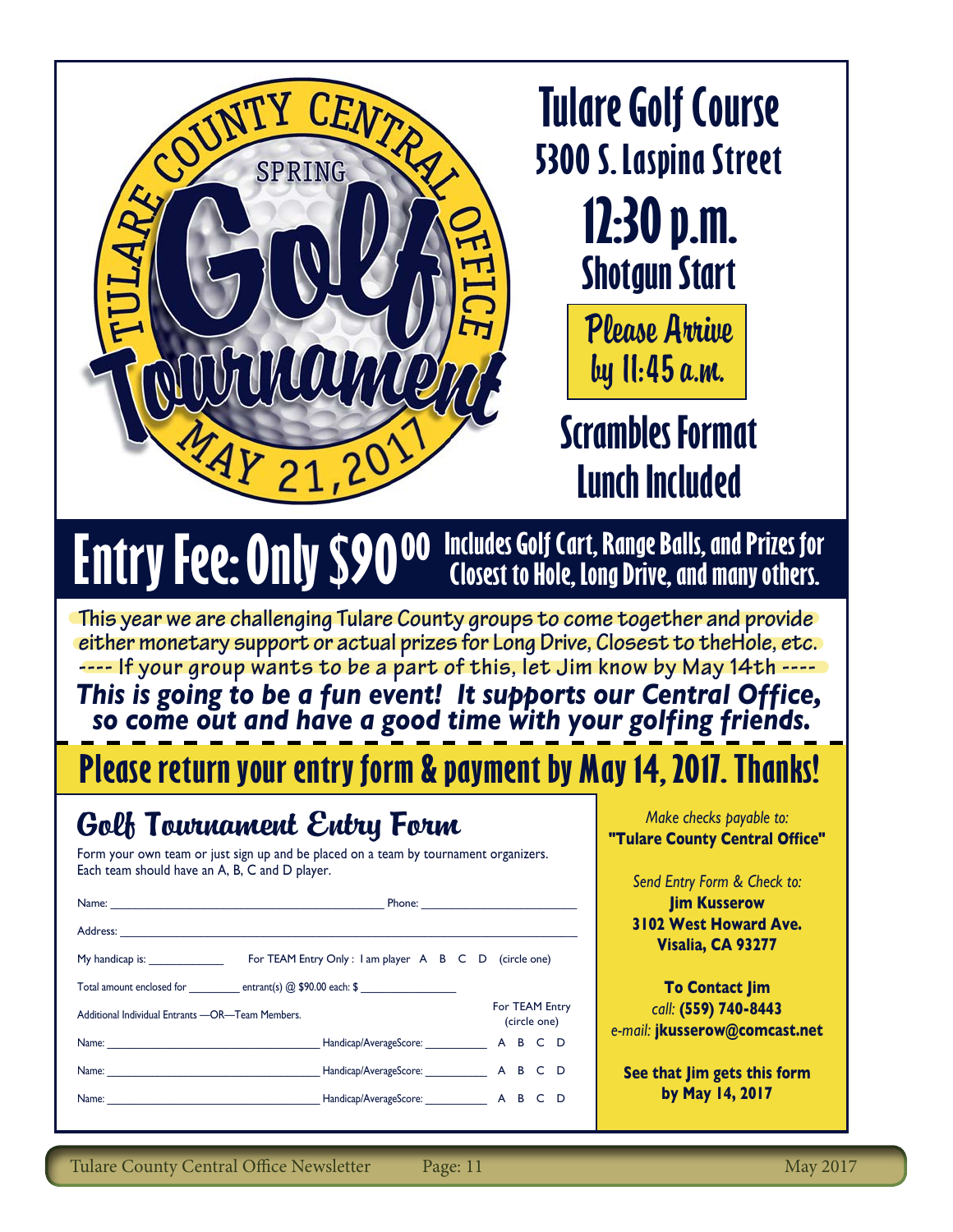# Tulare County Central Office Spring Golf Tournament

May 21, 2017

## Tulare Golf Course

**5300 S. Laspina Street**

**12:30 p.m.**

**Shotgun Start**

**Please Arrive by 11:45 a.m.**

**Scrambles Format**

**Lunch Included**

## Entry Fee: Only $90.00

**Includes Golf Cart, Range Balls, and Prizes for Closest to Hole, Long Drive, and many others.**

**This year we are challenging Tulare County groups to come together and provide either monetary support or actual prizes for Long Drive, Closest to theHole, etc.**

**---- If your group wants to be a part of this, let Jim know by May 14th ----**

***This is going to be a fun event! It supports our Central Office, so come out and have a good time with your golfing friends.***

## Please return your entry form & payment by May 14, 2017. Thanks!

### Golf Tournament Entry Form

Form your own team or just sign up and be placed on a team by tournament organizers. Each team should have an A, B, C and D player.

Name: ______________________ Phone: ______________

Address: ______________________________________

My handicap is: __________ For TEAM Entry Only : I am player A B C D (circle one)

Total amount enclosed for ______ entrant(s) @ $90.00 each: $ __________

Additional Individual Entrants —OR—Team Members. For TEAM Entry (circle one)

Name: ______________________ Handicap/AverageScore: ________ A B C D

Name: ______________________ Handicap/AverageScore: ________ A B C D

Name: ______________________ Handicap/AverageScore: ________ A B C D

*Make checks payable to:*
**"Tulare County Central Office"**

*Send Entry Form & Check to:*
**Jim Kusserow**
**3102 West Howard Ave.**
**Visalia, CA 93277**

**To Contact Jim**
*call:* **(559) 740-8443**
*e-mail:* **jkusserow@comcast.net**

**See that Jim gets this form by May 14, 2017**